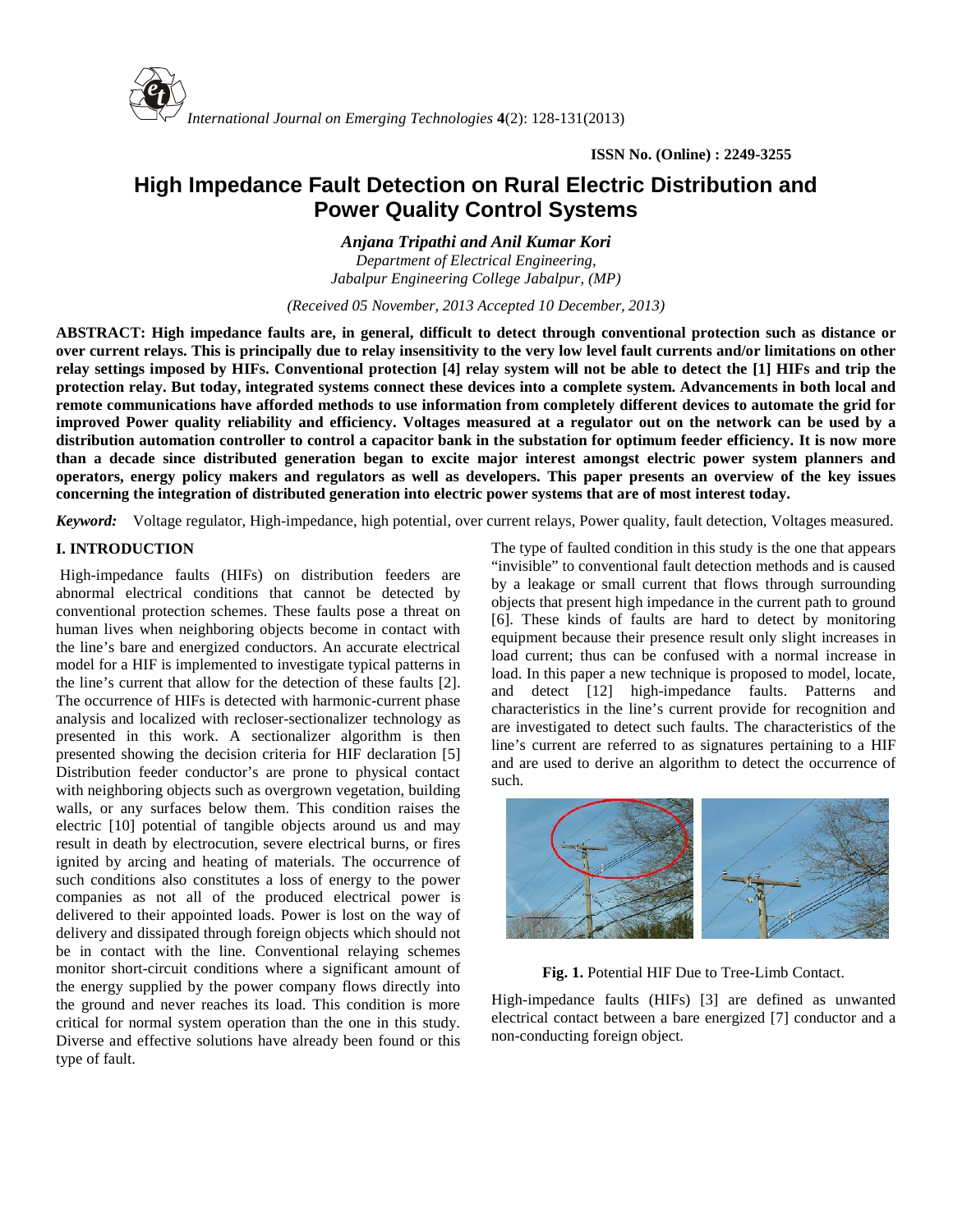ISSN No. (Online) : 2249-3255

# High Impedance Fault Detection on Rural Electric Distribution and Power Quality Control Systems

***Anjana Tripathi and Anil Kumar Kori***

*Department of Electrical Engineering,*
*Jabalpur Engineering College Jabalpur, (MP)*

*(Received 05 November, 2013 Accepted 10 December, 2013)*

**ABSTRACT: High impedance faults are, in general, difficult to detect through conventional protection such as distance or over current relays. This is principally due to relay insensitivity to the very low level fault currents and/or limitations on other relay settings imposed by HIFs. Conventional protection [4] relay system will not be able to detect the [1] HIFs and trip the protection relay. But today, integrated systems connect these devices into a complete system. Advancements in both local and remote communications have afforded methods to use information from completely different devices to automate the grid for improved Power quality reliability and efficiency. Voltages measured at a regulator out on the network can be used by a distribution automation controller to control a capacitor bank in the substation for optimum feeder efficiency. It is now more than a decade since distributed generation began to excite major interest amongst electric power system planners and operators, energy policy makers and regulators as well as developers. This paper presents an overview of the key issues concerning the integration of distributed generation into electric power systems that are of most interest today.**

***Keyword:*** Voltage regulator, High-impedance, high potential, over current relays, Power quality, fault detection, Voltages measured.

## I. INTRODUCTION

High-impedance faults (HIFs) on distribution feeders are abnormal electrical conditions that cannot be detected by conventional protection schemes. These faults pose a threat on human lives when neighboring objects become in contact with the line's bare and energized conductors. An accurate electrical model for a HIF is implemented to investigate typical patterns in the line's current that allow for the detection of these faults [2]. The occurrence of HIFs is detected with harmonic-current phase analysis and localized with recloser-sectionalizer technology as presented in this work. A sectionalizer algorithm is then presented showing the decision criteria for HIF declaration [5] Distribution feeder conductor's are prone to physical contact with neighboring objects such as overgrown vegetation, building walls, or any surfaces below them. This condition raises the electric [10] potential of tangible objects around us and may result in death by electrocution, severe electrical burns, or fires ignited by arcing and heating of materials. The occurrence of such conditions also constitutes a loss of energy to the power companies as not all of the produced electrical power is delivered to their appointed loads. Power is lost on the way of delivery and dissipated through foreign objects which should not be in contact with the line. Conventional relaying schemes monitor short-circuit conditions where a significant amount of the energy supplied by the power company flows directly into the ground and never reaches its load. This condition is more critical for normal system operation than the one in this study. Diverse and effective solutions have already been found or this type of fault.

The type of faulted condition in this study is the one that appears "invisible" to conventional fault detection methods and is caused by a leakage or small current that flows through surrounding objects that present high impedance in the current path to ground [6]. These kinds of faults are hard to detect by monitoring equipment because their presence result only slight increases in load current; thus can be confused with a normal increase in load. In this paper a new technique is proposed to model, locate, and detect [12] high-impedance faults. Patterns and characteristics in the line's current provide for recognition and are investigated to detect such faults. The characteristics of the line's current are referred to as signatures pertaining to a HIF and are used to derive an algorithm to detect the occurrence of such.

**Fig. 1.** Potential HIF Due to Tree-Limb Contact.

High-impedance faults (HIFs) [3] are defined as unwanted electrical contact between a bare energized [7] conductor and a non-conducting foreign object.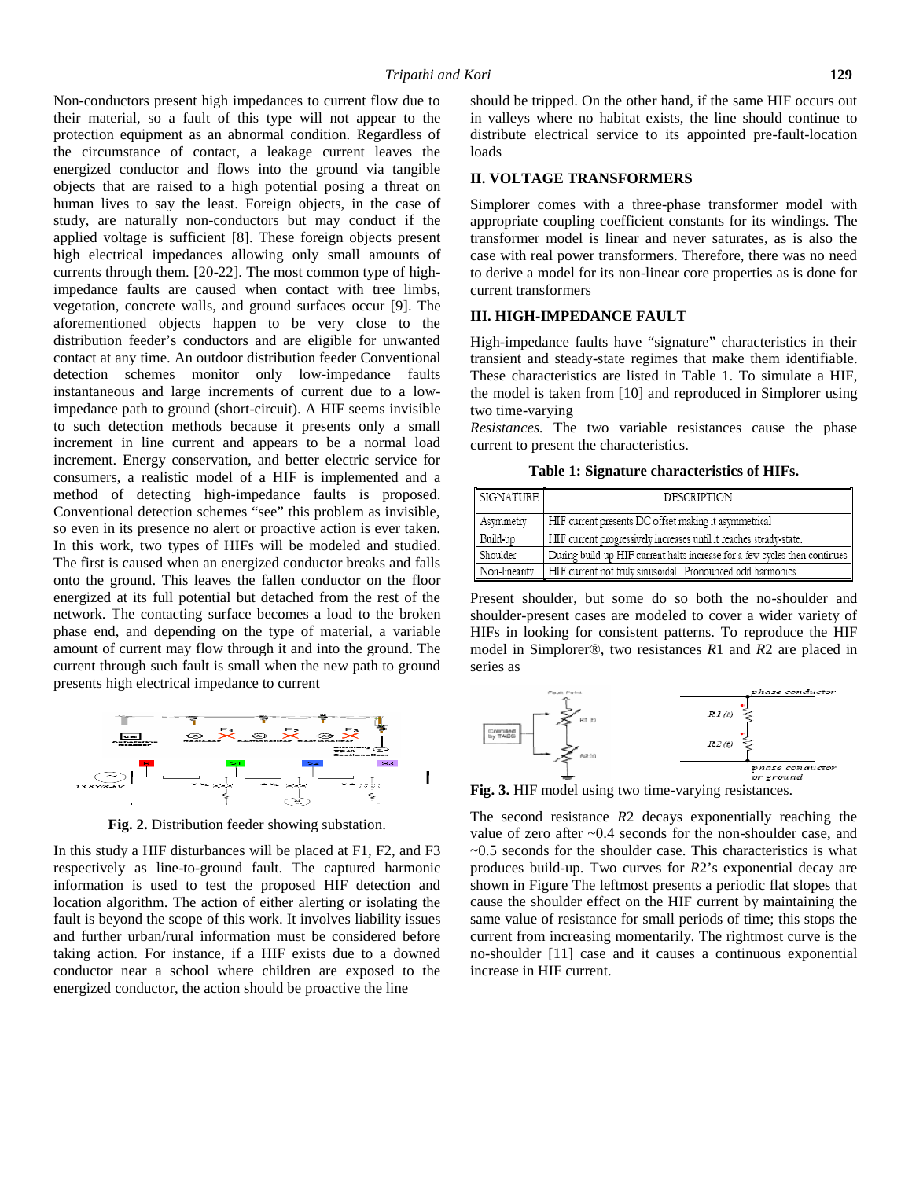Non-conductors present high impedances to current flow due to their material, so a fault of this type will not appear to the protection equipment as an abnormal condition. Regardless of the circumstance of contact, a leakage current leaves the energized conductor and flows into the ground via tangible objects that are raised to a high potential posing a threat on human lives to say the least. Foreign objects, in the case of study, are naturally non-conductors but may conduct if the applied voltage is sufficient [8]. These foreign objects present high electrical impedances allowing only small amounts of currents through them. [20-22]. The most common type of high-impedance faults are caused when contact with tree limbs, vegetation, concrete walls, and ground surfaces occur [9]. The aforementioned objects happen to be very close to the distribution feeder's conductors and are eligible for unwanted contact at any time. An outdoor distribution feeder Conventional detection schemes monitor only low-impedance faults instantaneous and large increments of current due to a low-impedance path to ground (short-circuit). A HIF seems invisible to such detection methods because it presents only a small increment in line current and appears to be a normal load increment. Energy conservation, and better electric service for consumers, a realistic model of a HIF is implemented and a method of detecting high-impedance faults is proposed. Conventional detection schemes "see" this problem as invisible, so even in its presence no alert or proactive action is ever taken. In this work, two types of HIFs will be modeled and studied. The first is caused when an energized conductor breaks and falls onto the ground. This leaves the fallen conductor on the floor energized at its full potential but detached from the rest of the network. The contacting surface becomes a load to the broken phase end, and depending on the type of material, a variable amount of current may flow through it and into the ground. The current through such fault is small when the new path to ground presents high electrical impedance to current

**Fig. 2.** Distribution feeder showing substation.

In this study a HIF disturbances will be placed at F1, F2, and F3 respectively as line-to-ground fault. The captured harmonic information is used to test the proposed HIF detection and location algorithm. The action of either alerting or isolating the fault is beyond the scope of this work. It involves liability issues and further urban/rural information must be considered before taking action. For instance, if a HIF exists due to a downed conductor near a school where children are exposed to the energized conductor, the action should be proactive the line should be tripped. On the other hand, if the same HIF occurs out in valleys where no habitat exists, the line should continue to distribute electrical service to its appointed pre-fault-location loads

## II. VOLTAGE TRANSFORMERS

Simplorer comes with a three-phase transformer model with appropriate coupling coefficient constants for its windings. The transformer model is linear and never saturates, as is also the case with real power transformers. Therefore, there was no need to derive a model for its non-linear core properties as is done for current transformers

## III. HIGH-IMPEDANCE FAULT

High-impedance faults have "signature" characteristics in their transient and steady-state regimes that make them identifiable. These characteristics are listed in Table 1. To simulate a HIF, the model is taken from [10] and reproduced in Simplorer using two time-varying

*Resistances.* The two variable resistances cause the phase current to present the characteristics.

**Table 1: Signature characteristics of HIFs.**

| SIGNATURE | DESCRIPTION |
|---|---|
| Asymmetry | HIF current presents DC offset making it asymmetrical |
| Build-up | HIF current progressively increases until it reaches steady-state. |
| Shoulder | During build-up HIF current halts increase for a few cycles then continues |
| Non-linearity | HIF current not truly sinusoidal. Pronounced odd harmonics |

Present shoulder, but some do so both the no-shoulder and shoulder-present cases are modeled to cover a wider variety of HIFs in looking for consistent patterns. To reproduce the HIF model in Simplorer®, two resistances $R1$ and $R2$ are placed in series as

**Fig. 3.** HIF model using two time-varying resistances.

The second resistance $R2$ decays exponentially reaching the value of zero after ~0.4 seconds for the non-shoulder case, and ~0.5 seconds for the shoulder case. This characteristics is what produces build-up. Two curves for $R2$'s exponential decay are shown in Figure The leftmost presents a periodic flat slopes that cause the shoulder effect on the HIF current by maintaining the same value of resistance for small periods of time; this stops the current from increasing momentarily. The rightmost curve is the no-shoulder [11] case and it causes a continuous exponential increase in HIF current.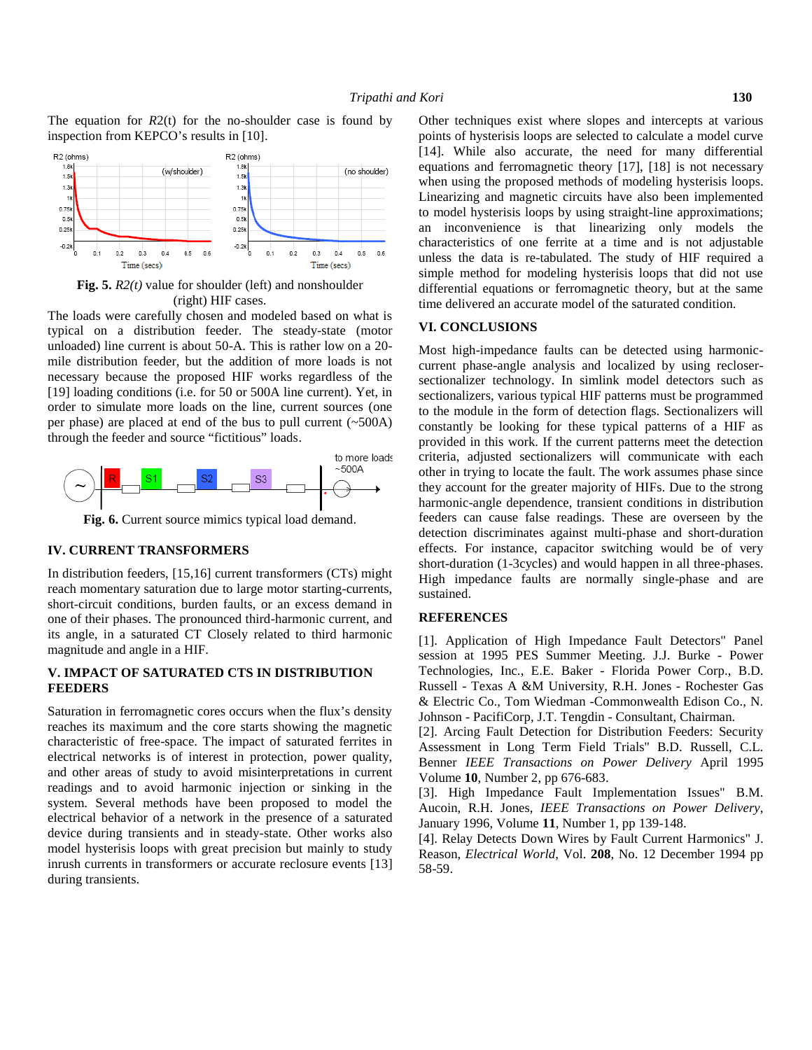The equation for $R2(t)$ for the no-shoulder case is found by inspection from KEPCO's results in [10].

**Fig. 5.** *R2(t)* value for shoulder (left) and nonshoulder (right) HIF cases.

The loads were carefully chosen and modeled based on what is typical on a distribution feeder. The steady-state (motor unloaded) line current is about 50-A. This is rather low on a 20-mile distribution feeder, but the addition of more loads is not necessary because the proposed HIF works regardless of the [19] loading conditions (i.e. for 50 or 500A line current). Yet, in order to simulate more loads on the line, current sources (one per phase) are placed at end of the bus to pull current (~500A) through the feeder and source "fictitious" loads.

**Fig. 6.** Current source mimics typical load demand.

## IV. CURRENT TRANSFORMERS

In distribution feeders, [15,16] current transformers (CTs) might reach momentary saturation due to large motor starting-currents, short-circuit conditions, burden faults, or an excess demand in one of their phases. The pronounced third-harmonic current, and its angle, in a saturated CT Closely related to third harmonic magnitude and angle in a HIF.

## V. IMPACT OF SATURATED CTS IN DISTRIBUTION FEEDERS

Saturation in ferromagnetic cores occurs when the flux's density reaches its maximum and the core starts showing the magnetic characteristic of free-space. The impact of saturated ferrites in electrical networks is of interest in protection, power quality, and other areas of study to avoid misinterpretations in current readings and to avoid harmonic injection or sinking in the system. Several methods have been proposed to model the electrical behavior of a network in the presence of a saturated device during transients and in steady-state. Other works also model hysterisis loops with great precision but mainly to study inrush currents in transformers or accurate reclosure events [13] during transients.

Other techniques exist where slopes and intercepts at various points of hysterisis loops are selected to calculate a model curve [14]. While also accurate, the need for many differential equations and ferromagnetic theory [17], [18] is not necessary when using the proposed methods of modeling hysterisis loops. Linearizing and magnetic circuits have also been implemented to model hysterisis loops by using straight-line approximations; an inconvenience is that linearizing only models the characteristics of one ferrite at a time and is not adjustable unless the data is re-tabulated. The study of HIF required a simple method for modeling hysterisis loops that did not use differential equations or ferromagnetic theory, but at the same time delivered an accurate model of the saturated condition.

## VI. CONCLUSIONS

Most high-impedance faults can be detected using harmonic-current phase-angle analysis and localized by using recloser-sectionalizer technology. In simlink model detectors such as sectionalizers, various typical HIF patterns must be programmed to the module in the form of detection flags. Sectionalizers will constantly be looking for these typical patterns of a HIF as provided in this work. If the current patterns meet the detection criteria, adjusted sectionalizers will communicate with each other in trying to locate the fault. The work assumes phase since they account for the greater majority of HIFs. Due to the strong harmonic-angle dependence, transient conditions in distribution feeders can cause false readings. These are overseen by the detection discriminates against multi-phase and short-duration effects. For instance, capacitor switching would be of very short-duration (1-3cycles) and would happen in all three-phases. High impedance faults are normally single-phase and are sustained.

## REFERENCES

[1]. Application of High Impedance Fault Detectors" Panel session at 1995 PES Summer Meeting. J.J. Burke - Power Technologies, Inc., E.E. Baker - Florida Power Corp., B.D. Russell - Texas A &M University, R.H. Jones - Rochester Gas & Electric Co., Tom Wiedman -Commonwealth Edison Co., N. Johnson - PacifiCorp, J.T. Tengdin - Consultant, Chairman.

[2]. Arcing Fault Detection for Distribution Feeders: Security Assessment in Long Term Field Trials" B.D. Russell, C.L. Benner *IEEE Transactions on Power Delivery* April 1995 Volume **10**, Number 2, pp 676-683.

[3]. High Impedance Fault Implementation Issues" B.M. Aucoin, R.H. Jones, *IEEE Transactions on Power Delivery*, January 1996, Volume **11**, Number 1, pp 139-148.

[4]. Relay Detects Down Wires by Fault Current Harmonics" J. Reason, *Electrical World*, Vol. **208**, No. 12 December 1994 pp 58-59.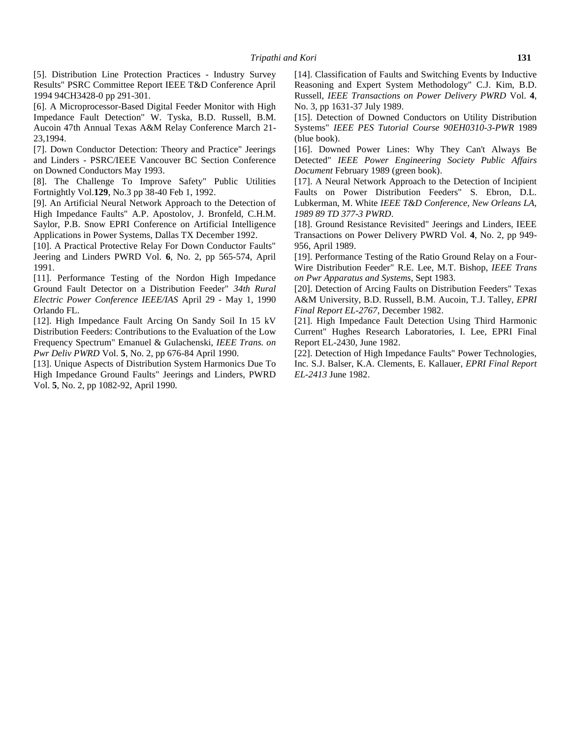[5]. Distribution Line Protection Practices - Industry Survey Results" PSRC Committee Report IEEE T&D Conference April 1994 94CH3428-0 pp 291-301.

[6]. A Microprocessor-Based Digital Feeder Monitor with High Impedance Fault Detection" W. Tyska, B.D. Russell, B.M. Aucoin 47th Annual Texas A&M Relay Conference March 21-23,1994.

[7]. Down Conductor Detection: Theory and Practice" Jeerings and Linders - PSRC/IEEE Vancouver BC Section Conference on Downed Conductors May 1993.

[8]. The Challenge To Improve Safety" Public Utilities Fortnightly Vol.**129**, No.3 pp 38-40 Feb 1, 1992.

[9]. An Artificial Neural Network Approach to the Detection of High Impedance Faults" A.P. Apostolov, J. Bronfeld, C.H.M. Saylor, P.B. Snow EPRI Conference on Artificial Intelligence Applications in Power Systems, Dallas TX December 1992.

[10]. A Practical Protective Relay For Down Conductor Faults" Jeering and Linders PWRD Vol. **6**, No. 2, pp 565-574, April 1991.

[11]. Performance Testing of the Nordon High Impedance Ground Fault Detector on a Distribution Feeder" *34th Rural Electric Power Conference IEEE/IAS* April 29 - May 1, 1990 Orlando FL.

[12]. High Impedance Fault Arcing On Sandy Soil In 15 kV Distribution Feeders: Contributions to the Evaluation of the Low Frequency Spectrum" Emanuel & Gulachenski, *IEEE Trans. on Pwr Deliv PWRD* Vol. **5**, No. 2, pp 676-84 April 1990.

[13]. Unique Aspects of Distribution System Harmonics Due To High Impedance Ground Faults" Jeerings and Linders, PWRD Vol. **5**, No. 2, pp 1082-92, April 1990.

[14]. Classification of Faults and Switching Events by Inductive Reasoning and Expert System Methodology" C.J. Kim, B.D. Russell, *IEEE Transactions on Power Delivery PWRD* Vol. **4**, No. 3, pp 1631-37 July 1989.

[15]. Detection of Downed Conductors on Utility Distribution Systems" *IEEE PES Tutorial Course 90EH0310-3-PWR* 1989 (blue book).

[16]. Downed Power Lines: Why They Can't Always Be Detected" *IEEE Power Engineering Society Public Affairs Document* February 1989 (green book).

[17]. A Neural Network Approach to the Detection of Incipient Faults on Power Distribution Feeders" S. Ebron, D.L. Lubkerman, M. White *IEEE T&D Conference, New Orleans LA, 1989 89 TD 377-3 PWRD*.

[18]. Ground Resistance Revisited" Jeerings and Linders, IEEE Transactions on Power Delivery PWRD Vol. **4**, No. 2, pp 949-956, April 1989.

[19]. Performance Testing of the Ratio Ground Relay on a Four-Wire Distribution Feeder" R.E. Lee, M.T. Bishop, *IEEE Trans on Pwr Apparatus and Systems*, Sept 1983.

[20]. Detection of Arcing Faults on Distribution Feeders" Texas A&M University, B.D. Russell, B.M. Aucoin, T.J. Talley, *EPRI Final Report EL-2767*, December 1982.

[21]. High Impedance Fault Detection Using Third Harmonic Current" Hughes Research Laboratories, I. Lee, EPRI Final Report EL-2430, June 1982.

[22]. Detection of High Impedance Faults" Power Technologies, Inc. S.J. Balser, K.A. Clements, E. Kallauer, *EPRI Final Report EL-2413* June 1982.